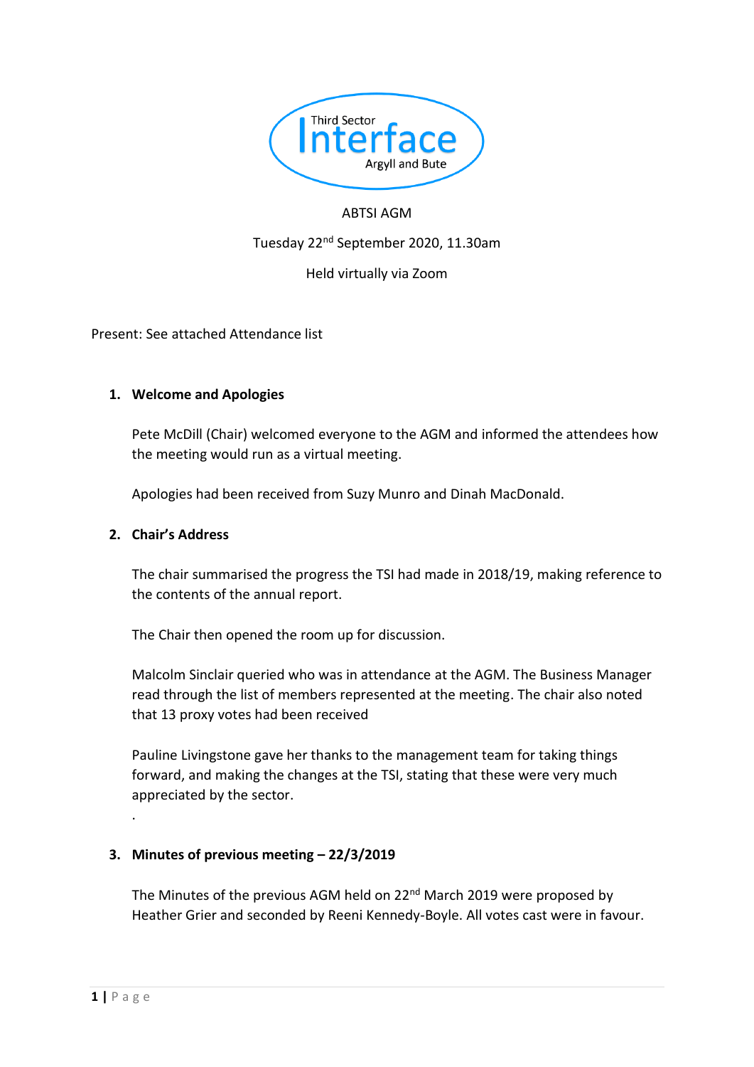Third Sector Interface Argyll and Bute

ABTSI AGM

Tuesday 22nd September 2020, 11.30am

Held virtually via Zoom

Present: See attached Attendance list

1. **Welcome and Apologies**

   Pete McDill (Chair) welcomed everyone to the AGM and informed the attendees how the meeting would run as a virtual meeting.

   Apologies had been received from Suzy Munro and Dinah MacDonald.

2. **Chair's Address**

   The chair summarised the progress the TSI had made in 2018/19, making reference to the contents of the annual report.

   The Chair then opened the room up for discussion.

   Malcolm Sinclair queried who was in attendance at the AGM. The Business Manager read through the list of members represented at the meeting. The chair also noted that 13 proxy votes had been received

   Pauline Livingstone gave her thanks to the management team for taking things forward, and making the changes at the TSI, stating that these were very much appreciated by the sector.

   .

3. **Minutes of previous meeting – 22/3/2019**

   The Minutes of the previous AGM held on 22nd March 2019 were proposed by Heather Grier and seconded by Reeni Kennedy-Boyle. All votes cast were in favour.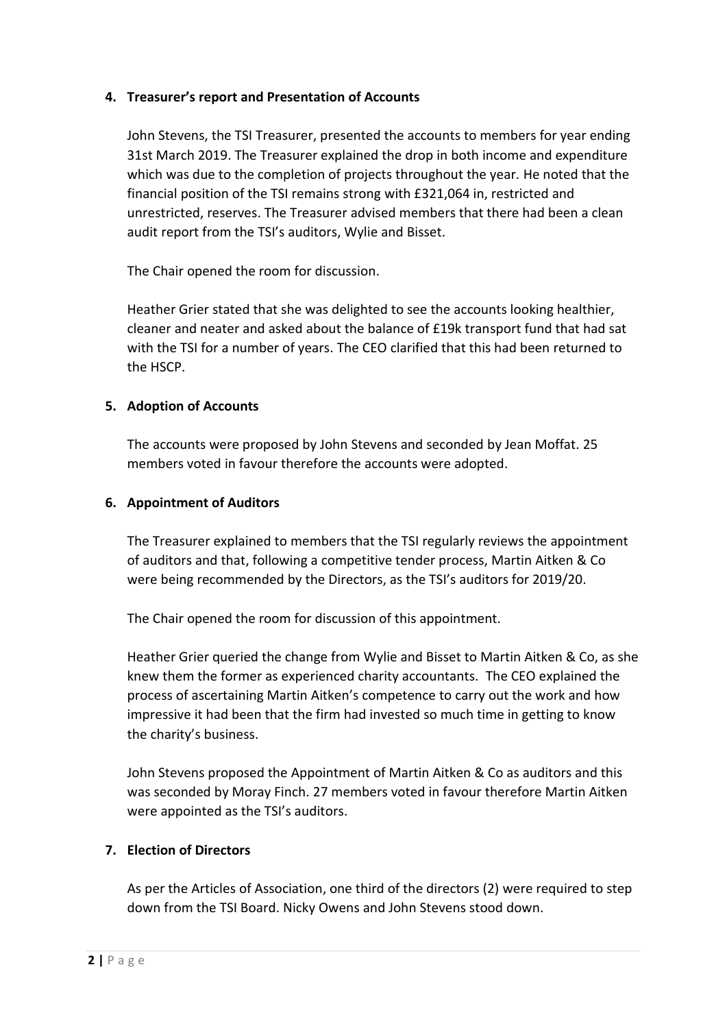## 4. Treasurer's report and Presentation of Accounts

John Stevens, the TSI Treasurer, presented the accounts to members for year ending 31st March 2019. The Treasurer explained the drop in both income and expenditure which was due to the completion of projects throughout the year. He noted that the financial position of the TSI remains strong with £321,064 in, restricted and unrestricted, reserves. The Treasurer advised members that there had been a clean audit report from the TSI's auditors, Wylie and Bisset.

The Chair opened the room for discussion.

Heather Grier stated that she was delighted to see the accounts looking healthier, cleaner and neater and asked about the balance of £19k transport fund that had sat with the TSI for a number of years. The CEO clarified that this had been returned to the HSCP.

## 5. Adoption of Accounts

The accounts were proposed by John Stevens and seconded by Jean Moffat. 25 members voted in favour therefore the accounts were adopted.

## 6. Appointment of Auditors

The Treasurer explained to members that the TSI regularly reviews the appointment of auditors and that, following a competitive tender process, Martin Aitken & Co were being recommended by the Directors, as the TSI's auditors for 2019/20.

The Chair opened the room for discussion of this appointment.

Heather Grier queried the change from Wylie and Bisset to Martin Aitken & Co, as she knew them the former as experienced charity accountants. The CEO explained the process of ascertaining Martin Aitken's competence to carry out the work and how impressive it had been that the firm had invested so much time in getting to know the charity's business.

John Stevens proposed the Appointment of Martin Aitken & Co as auditors and this was seconded by Moray Finch. 27 members voted in favour therefore Martin Aitken were appointed as the TSI's auditors.

## 7. Election of Directors

As per the Articles of Association, one third of the directors (2) were required to step down from the TSI Board. Nicky Owens and John Stevens stood down.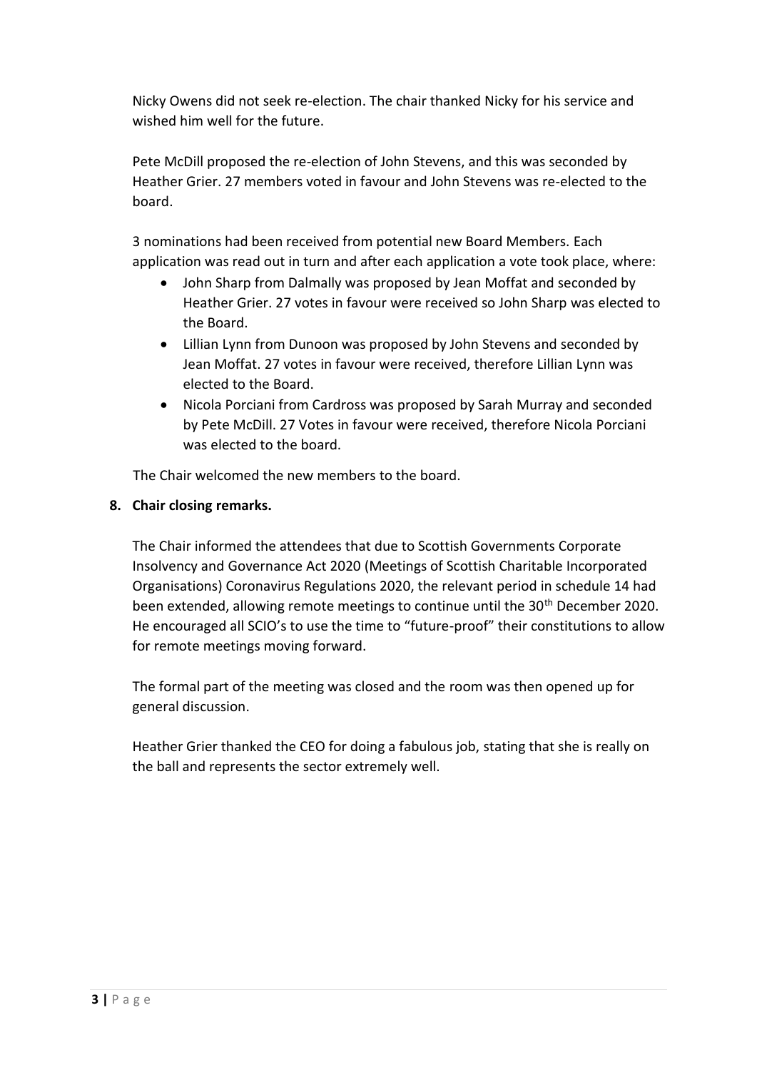Nicky Owens did not seek re-election. The chair thanked Nicky for his service and wished him well for the future.

Pete McDill proposed the re-election of John Stevens, and this was seconded by Heather Grier. 27 members voted in favour and John Stevens was re-elected to the board.

3 nominations had been received from potential new Board Members. Each application was read out in turn and after each application a vote took place, where:

- John Sharp from Dalmally was proposed by Jean Moffat and seconded by Heather Grier. 27 votes in favour were received so John Sharp was elected to the Board.
- Lillian Lynn from Dunoon was proposed by John Stevens and seconded by Jean Moffat. 27 votes in favour were received, therefore Lillian Lynn was elected to the Board.
- Nicola Porciani from Cardross was proposed by Sarah Murray and seconded by Pete McDill. 27 Votes in favour were received, therefore Nicola Porciani was elected to the board.

The Chair welcomed the new members to the board.

**8. Chair closing remarks.**

The Chair informed the attendees that due to Scottish Governments Corporate Insolvency and Governance Act 2020 (Meetings of Scottish Charitable Incorporated Organisations) Coronavirus Regulations 2020, the relevant period in schedule 14 had been extended, allowing remote meetings to continue until the 30th December 2020. He encouraged all SCIO's to use the time to "future-proof" their constitutions to allow for remote meetings moving forward.

The formal part of the meeting was closed and the room was then opened up for general discussion.

Heather Grier thanked the CEO for doing a fabulous job, stating that she is really on the ball and represents the sector extremely well.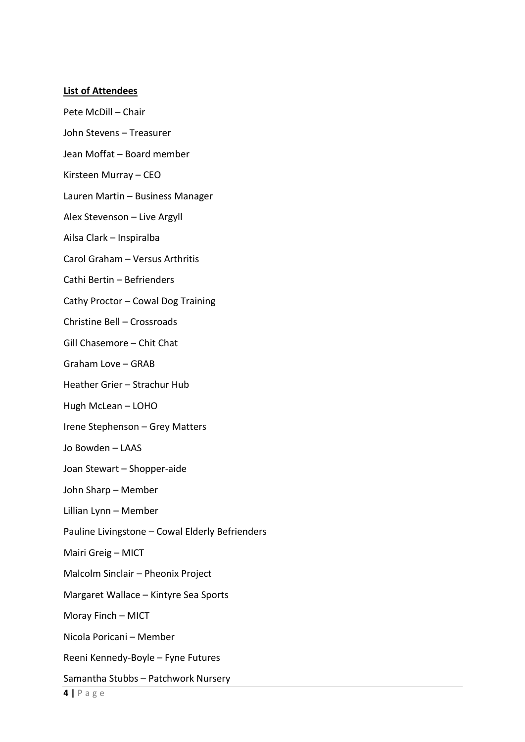**List of Attendees**

Pete McDill – Chair

John Stevens – Treasurer

Jean Moffat – Board member

Kirsteen Murray – CEO

Lauren Martin – Business Manager

Alex Stevenson – Live Argyll

Ailsa Clark – Inspiralba

Carol Graham – Versus Arthritis

Cathi Bertin – Befrienders

Cathy Proctor – Cowal Dog Training

Christine Bell – Crossroads

Gill Chasemore – Chit Chat

Graham Love – GRAB

Heather Grier – Strachur Hub

Hugh McLean – LOHO

Irene Stephenson – Grey Matters

Jo Bowden – LAAS

Joan Stewart – Shopper-aide

John Sharp – Member

Lillian Lynn – Member

Pauline Livingstone – Cowal Elderly Befrienders

Mairi Greig – MICT

Malcolm Sinclair – Pheonix Project

Margaret Wallace – Kintyre Sea Sports

Moray Finch – MICT

Nicola Poricani – Member

Reeni Kennedy-Boyle – Fyne Futures

Samantha Stubbs – Patchwork Nursery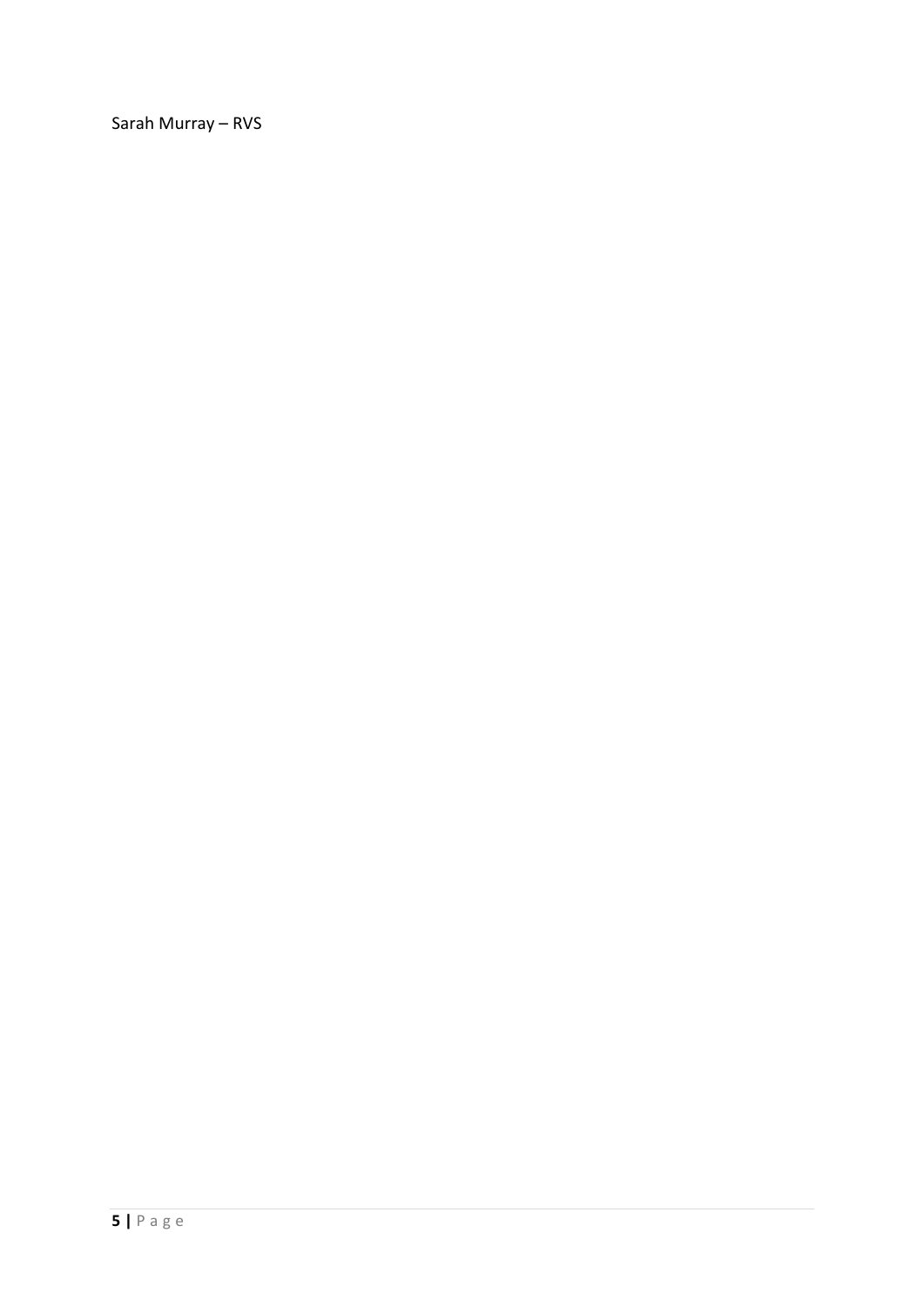Sarah Murray – RVS